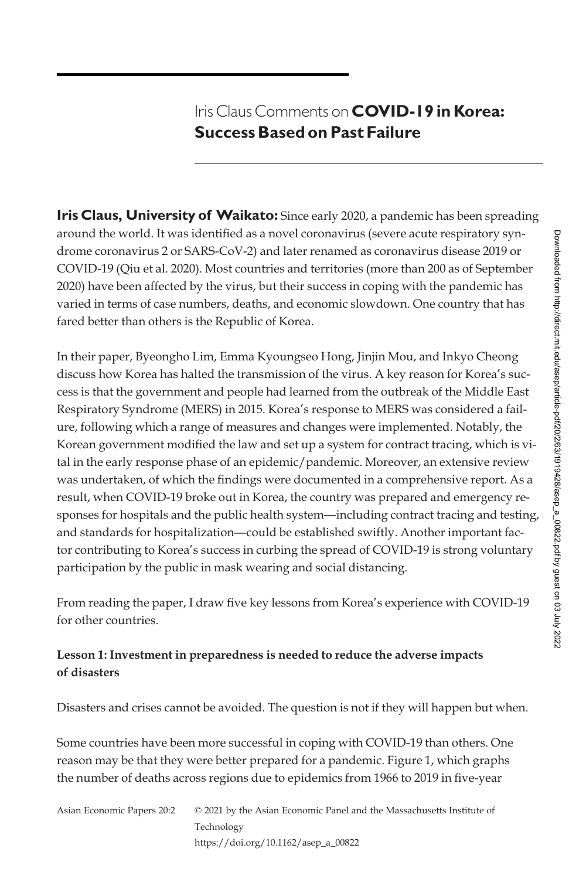# Iris Claus Comments on **COVID-19 in Korea: Success Based on Past Failure**

**Iris Claus, University of Waikato:** Since early 2020, a pandemic has been spreading around the world. It was identified as a novel coronavirus (severe acute respiratory syndrome coronavirus 2 or SARS-CoV-2) and later renamed as coronavirus disease 2019 or COVID-19 (Qiu et al. 2020). Most countries and territories (more than 200 as of September 2020) have been affected by the virus, but their success in coping with the pandemic has varied in terms of case numbers, deaths, and economic slowdown. One country that has fared better than others is the Republic of Korea.

In their paper, Byeongho Lim, Emma Kyoungseo Hong, Jinjin Mou, and Inkyo Cheong discuss how Korea has halted the transmission of the virus. A key reason for Korea's success is that the government and people had learned from the outbreak of the Middle East Respiratory Syndrome (MERS) in 2015. Korea's response to MERS was considered a failure, following which a range of measures and changes were implemented. Notably, the Korean government modified the law and set up a system for contract tracing, which is vital in the early response phase of an epidemic/pandemic. Moreover, an extensive review was undertaken, of which the findings were documented in a comprehensive report. As a result, when COVID-19 broke out in Korea, the country was prepared and emergency responses for hospitals and the public health system—including contract tracing and testing, and standards for hospitalization—could be established swiftly. Another important factor contributing to Korea's success in curbing the spread of COVID-19 is strong voluntary participation by the public in mask wearing and social distancing.

From reading the paper, I draw five key lessons from Korea's experience with COVID-19 for other countries.

**Lesson 1: Investment in preparedness is needed to reduce the adverse impacts of disasters**

Disasters and crises cannot be avoided. The question is not if they will happen but when.

Some countries have been more successful in coping with COVID-19 than others. One reason may be that they were better prepared for a pandemic. Figure 1, which graphs the number of deaths across regions due to epidemics from 1966 to 2019 in five-year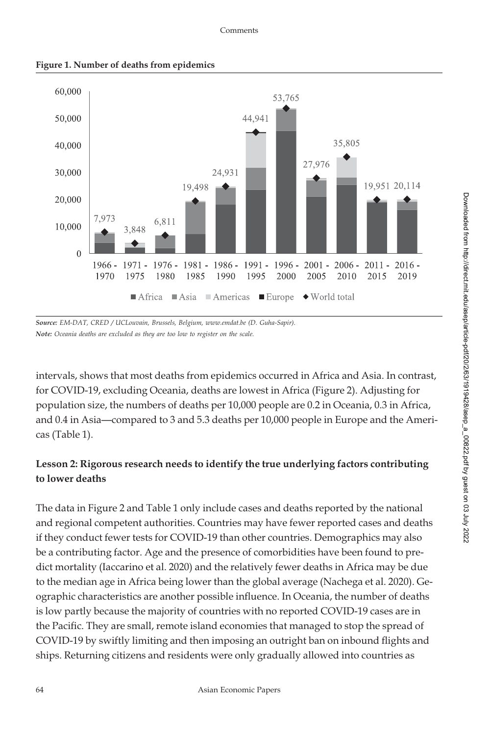**Figure 1. Number of deaths from epidemics**

*Source: EM-DAT, CRED / UCLouvain, Brussels, Belgium, www.emdat.be (D. Guha-Sapir).*
*Note: Oceania deaths are excluded as they are too low to register on the scale.*

intervals, shows that most deaths from epidemics occurred in Africa and Asia. In contrast, for COVID-19, excluding Oceania, deaths are lowest in Africa (Figure 2). Adjusting for population size, the numbers of deaths per 10,000 people are 0.2 in Oceania, 0.3 in Africa, and 0.4 in Asia—compared to 3 and 5.3 deaths per 10,000 people in Europe and the Americas (Table 1).

**Lesson 2: Rigorous research needs to identify the true underlying factors contributing to lower deaths**

The data in Figure 2 and Table 1 only include cases and deaths reported by the national and regional competent authorities. Countries may have fewer reported cases and deaths if they conduct fewer tests for COVID-19 than other countries. Demographics may also be a contributing factor. Age and the presence of comorbidities have been found to predict mortality (Iaccarino et al. 2020) and the relatively fewer deaths in Africa may be due to the median age in Africa being lower than the global average (Nachega et al. 2020). Geographic characteristics are another possible influence. In Oceania, the number of deaths is low partly because the majority of countries with no reported COVID-19 cases are in the Pacific. They are small, remote island economies that managed to stop the spread of COVID-19 by swiftly limiting and then imposing an outright ban on inbound flights and ships. Returning citizens and residents were only gradually allowed into countries as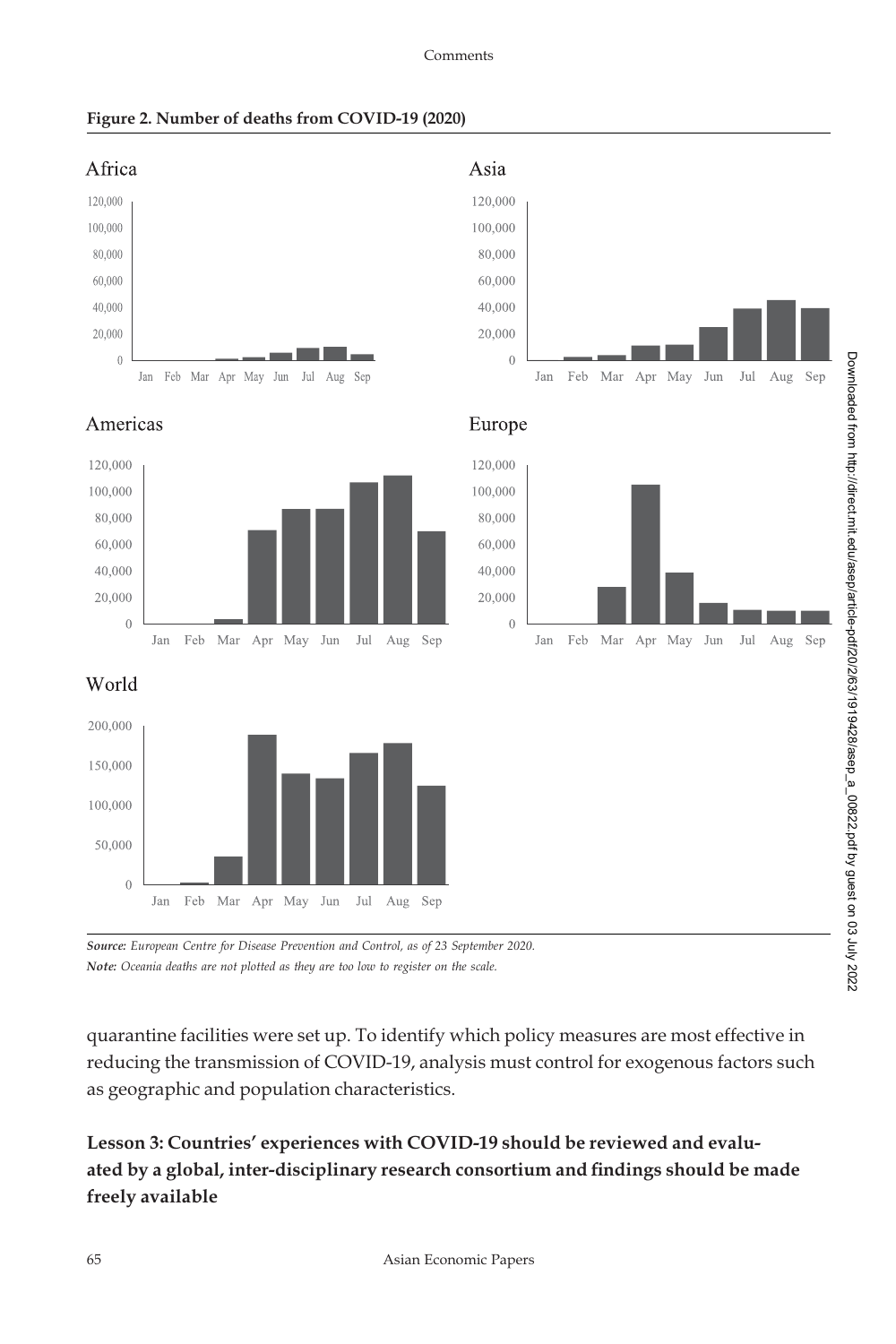**Figure 2. Number of deaths from COVID-19 (2020)**

*Source: European Centre for Disease Prevention and Control, as of 23 September 2020.*

*Note: Oceania deaths are not plotted as they are too low to register on the scale.*

quarantine facilities were set up. To identify which policy measures are most effective in reducing the transmission of COVID-19, analysis must control for exogenous factors such as geographic and population characteristics.

### Lesson 3: Countries' experiences with COVID-19 should be reviewed and evaluated by a global, inter-disciplinary research consortium and findings should be made freely available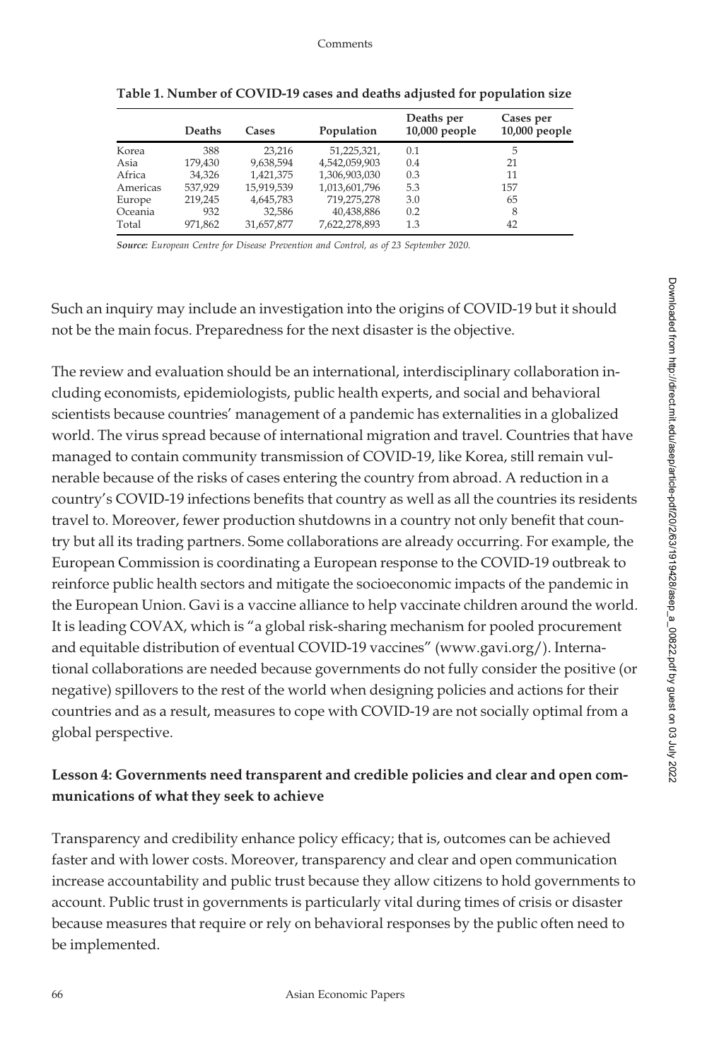**Table 1. Number of COVID-19 cases and deaths adjusted for population size**

| | Deaths | Cases | Population | Deaths per 10,000 people | Cases per 10,000 people |
|---|---|---|---|---|---|
| Korea | 388 | 23,216 | 51,225,321, | 0.1 | 5 |
| Asia | 179,430 | 9,638,594 | 4,542,059,903 | 0.4 | 21 |
| Africa | 34,326 | 1,421,375 | 1,306,903,030 | 0.3 | 11 |
| Americas | 537,929 | 15,919,539 | 1,013,601,796 | 5.3 | 157 |
| Europe | 219,245 | 4,645,783 | 719,275,278 | 3.0 | 65 |
| Oceania | 932 | 32,586 | 40,438,886 | 0.2 | 8 |
| Total | 971,862 | 31,657,877 | 7,622,278,893 | 1.3 | 42 |

***Source:*** *European Centre for Disease Prevention and Control, as of 23 September 2020.*

Such an inquiry may include an investigation into the origins of COVID-19 but it should not be the main focus. Preparedness for the next disaster is the objective.

The review and evaluation should be an international, interdisciplinary collaboration including economists, epidemiologists, public health experts, and social and behavioral scientists because countries' management of a pandemic has externalities in a globalized world. The virus spread because of international migration and travel. Countries that have managed to contain community transmission of COVID-19, like Korea, still remain vulnerable because of the risks of cases entering the country from abroad. A reduction in a country's COVID-19 infections benefits that country as well as all the countries its residents travel to. Moreover, fewer production shutdowns in a country not only benefit that country but all its trading partners. Some collaborations are already occurring. For example, the European Commission is coordinating a European response to the COVID-19 outbreak to reinforce public health sectors and mitigate the socioeconomic impacts of the pandemic in the European Union. Gavi is a vaccine alliance to help vaccinate children around the world. It is leading COVAX, which is "a global risk-sharing mechanism for pooled procurement and equitable distribution of eventual COVID-19 vaccines" (www.gavi.org/). International collaborations are needed because governments do not fully consider the positive (or negative) spillovers to the rest of the world when designing policies and actions for their countries and as a result, measures to cope with COVID-19 are not socially optimal from a global perspective.

**Lesson 4: Governments need transparent and credible policies and clear and open communications of what they seek to achieve**

Transparency and credibility enhance policy efficacy; that is, outcomes can be achieved faster and with lower costs. Moreover, transparency and clear and open communication increase accountability and public trust because they allow citizens to hold governments to account. Public trust in governments is particularly vital during times of crisis or disaster because measures that require or rely on behavioral responses by the public often need to be implemented.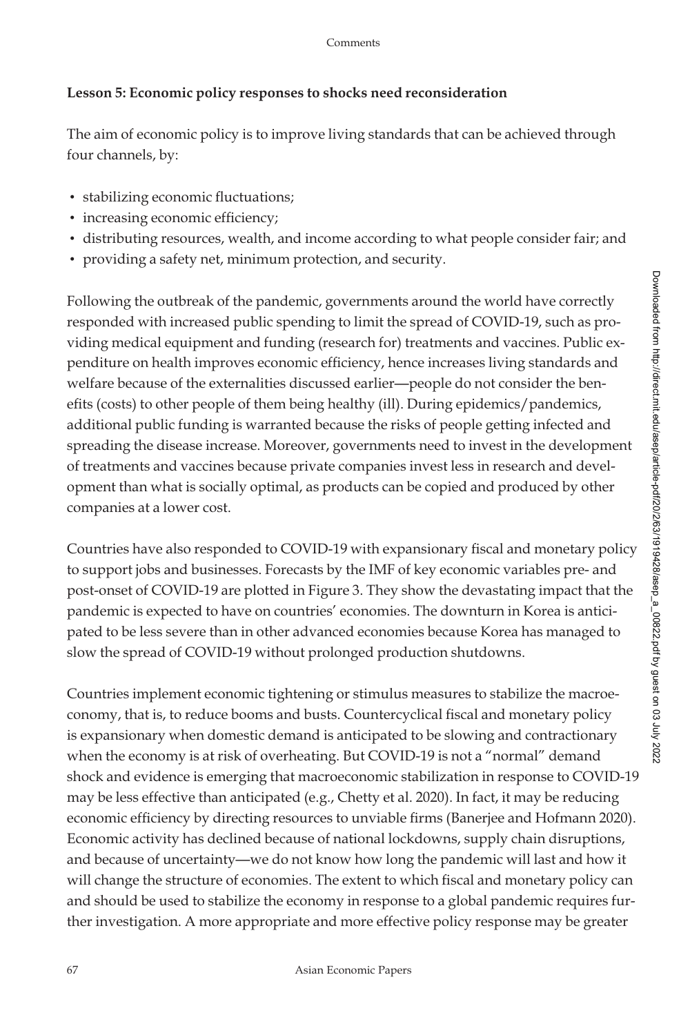**Lesson 5: Economic policy responses to shocks need reconsideration**

The aim of economic policy is to improve living standards that can be achieved through four channels, by:

- stabilizing economic fluctuations;
- increasing economic efficiency;
- distributing resources, wealth, and income according to what people consider fair; and
- providing a safety net, minimum protection, and security.

Following the outbreak of the pandemic, governments around the world have correctly responded with increased public spending to limit the spread of COVID-19, such as providing medical equipment and funding (research for) treatments and vaccines. Public expenditure on health improves economic efficiency, hence increases living standards and welfare because of the externalities discussed earlier—people do not consider the benefits (costs) to other people of them being healthy (ill). During epidemics/pandemics, additional public funding is warranted because the risks of people getting infected and spreading the disease increase. Moreover, governments need to invest in the development of treatments and vaccines because private companies invest less in research and development than what is socially optimal, as products can be copied and produced by other companies at a lower cost.

Countries have also responded to COVID-19 with expansionary fiscal and monetary policy to support jobs and businesses. Forecasts by the IMF of key economic variables pre- and post-onset of COVID-19 are plotted in Figure 3. They show the devastating impact that the pandemic is expected to have on countries' economies. The downturn in Korea is anticipated to be less severe than in other advanced economies because Korea has managed to slow the spread of COVID-19 without prolonged production shutdowns.

Countries implement economic tightening or stimulus measures to stabilize the macroeconomy, that is, to reduce booms and busts. Countercyclical fiscal and monetary policy is expansionary when domestic demand is anticipated to be slowing and contractionary when the economy is at risk of overheating. But COVID-19 is not a "normal" demand shock and evidence is emerging that macroeconomic stabilization in response to COVID-19 may be less effective than anticipated (e.g., Chetty et al. 2020). In fact, it may be reducing economic efficiency by directing resources to unviable firms (Banerjee and Hofmann 2020). Economic activity has declined because of national lockdowns, supply chain disruptions, and because of uncertainty—we do not know how long the pandemic will last and how it will change the structure of economies. The extent to which fiscal and monetary policy can and should be used to stabilize the economy in response to a global pandemic requires further investigation. A more appropriate and more effective policy response may be greater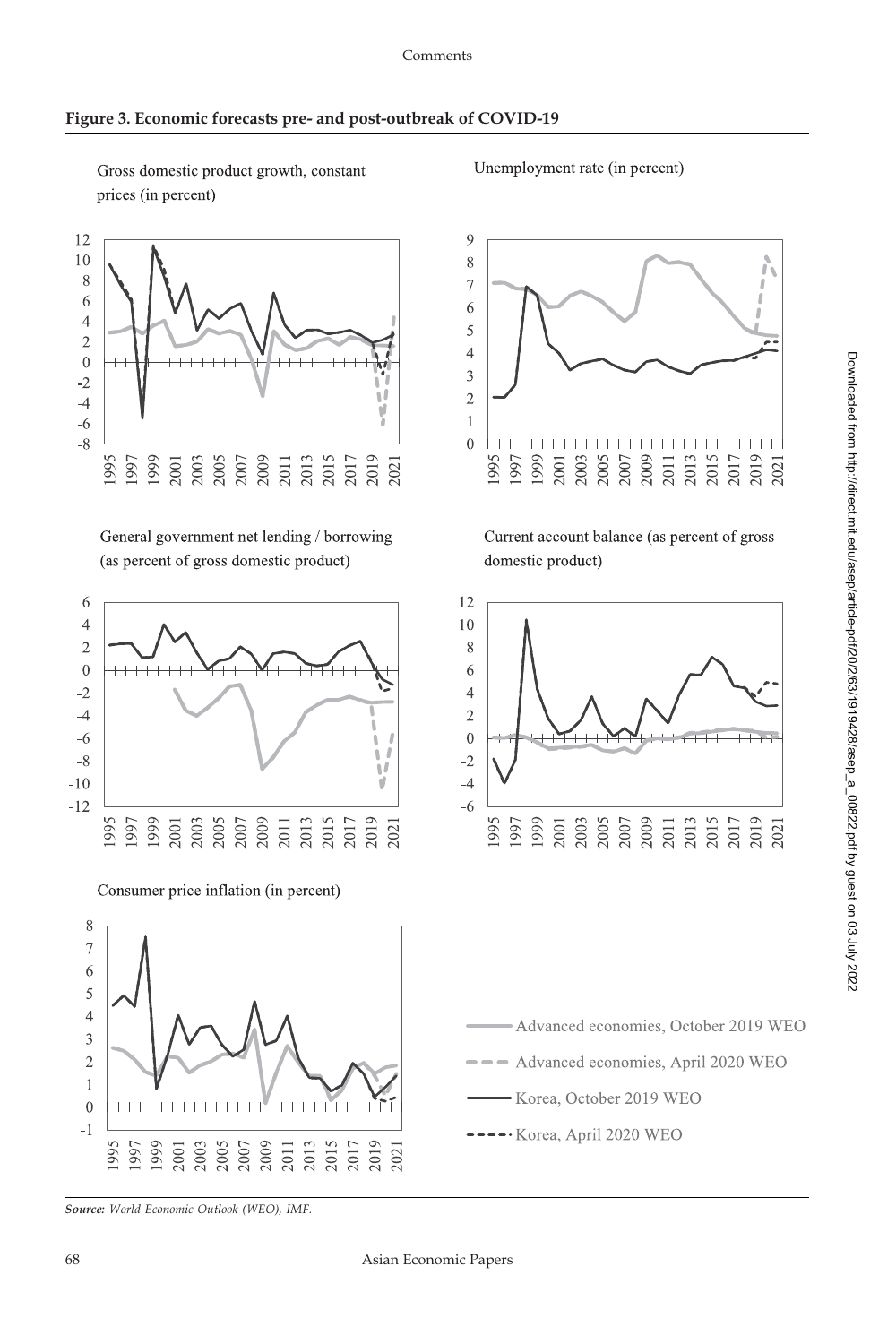**Figure 3. Economic forecasts pre- and post-outbreak of COVID-19**

Gross domestic product growth, constant prices (in percent)

Unemployment rate (in percent)

General government net lending / borrowing (as percent of gross domestic product)

Current account balance (as percent of gross domestic product)

Consumer price inflation (in percent)

Advanced economies, October 2019 WEO

Advanced economies, April 2020 WEO

Korea, October 2019 WEO

Korea, April 2020 WEO

*Source: World Economic Outlook (WEO), IMF.*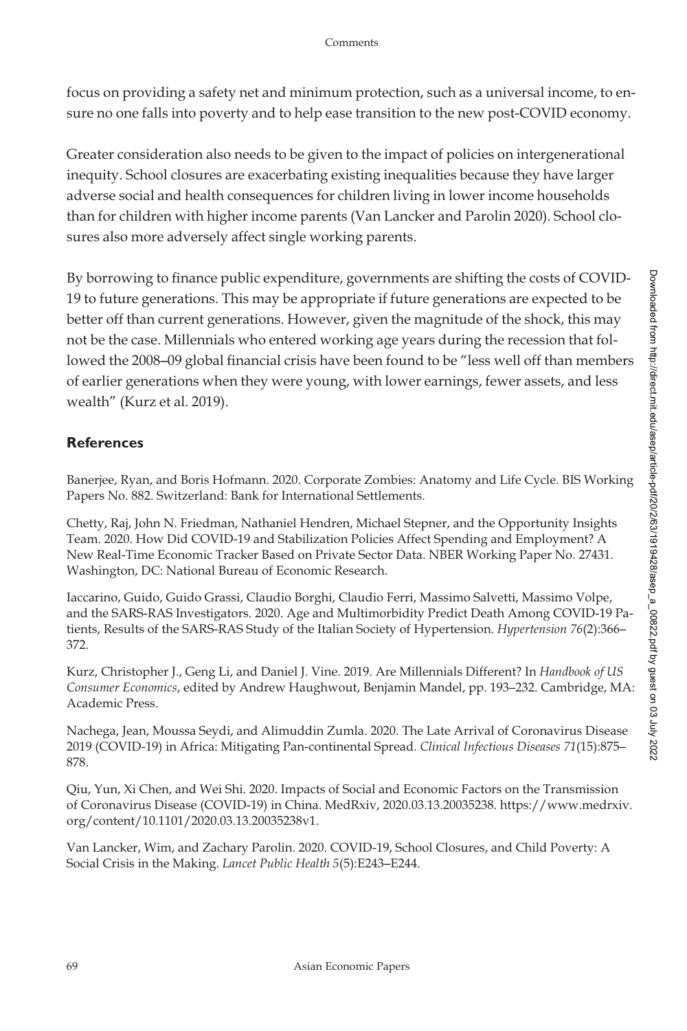focus on providing a safety net and minimum protection, such as a universal income, to ensure no one falls into poverty and to help ease transition to the new post-COVID economy.

Greater consideration also needs to be given to the impact of policies on intergenerational inequity. School closures are exacerbating existing inequalities because they have larger adverse social and health consequences for children living in lower income households than for children with higher income parents (Van Lancker and Parolin 2020). School closures also more adversely affect single working parents.

By borrowing to finance public expenditure, governments are shifting the costs of COVID-19 to future generations. This may be appropriate if future generations are expected to be better off than current generations. However, given the magnitude of the shock, this may not be the case. Millennials who entered working age years during the recession that followed the 2008–09 global financial crisis have been found to be "less well off than members of earlier generations when they were young, with lower earnings, fewer assets, and less wealth" (Kurz et al. 2019).

## References

Banerjee, Ryan, and Boris Hofmann. 2020. Corporate Zombies: Anatomy and Life Cycle. BIS Working Papers No. 882. Switzerland: Bank for International Settlements.

Chetty, Raj, John N. Friedman, Nathaniel Hendren, Michael Stepner, and the Opportunity Insights Team. 2020. How Did COVID-19 and Stabilization Policies Affect Spending and Employment? A New Real-Time Economic Tracker Based on Private Sector Data. NBER Working Paper No. 27431. Washington, DC: National Bureau of Economic Research.

Iaccarino, Guido, Guido Grassi, Claudio Borghi, Claudio Ferri, Massimo Salvetti, Massimo Volpe, and the SARS-RAS Investigators. 2020. Age and Multimorbidity Predict Death Among COVID-19 Patients, Results of the SARS-RAS Study of the Italian Society of Hypertension. *Hypertension 76*(2):366–372.

Kurz, Christopher J., Geng Li, and Daniel J. Vine. 2019. Are Millennials Different? In *Handbook of US Consumer Economics*, edited by Andrew Haughwout, Benjamin Mandel, pp. 193–232. Cambridge, MA: Academic Press.

Nachega, Jean, Moussa Seydi, and Alimuddin Zumla. 2020. The Late Arrival of Coronavirus Disease 2019 (COVID-19) in Africa: Mitigating Pan-continental Spread. *Clinical Infectious Diseases 71*(15):875–878.

Qiu, Yun, Xi Chen, and Wei Shi. 2020. Impacts of Social and Economic Factors on the Transmission of Coronavirus Disease (COVID-19) in China. MedRxiv, 2020.03.13.20035238. https://www.medrxiv.org/content/10.1101/2020.03.13.20035238v1.

Van Lancker, Wim, and Zachary Parolin. 2020. COVID-19, School Closures, and Child Poverty: A Social Crisis in the Making. *Lancet Public Health 5*(5):E243–E244.